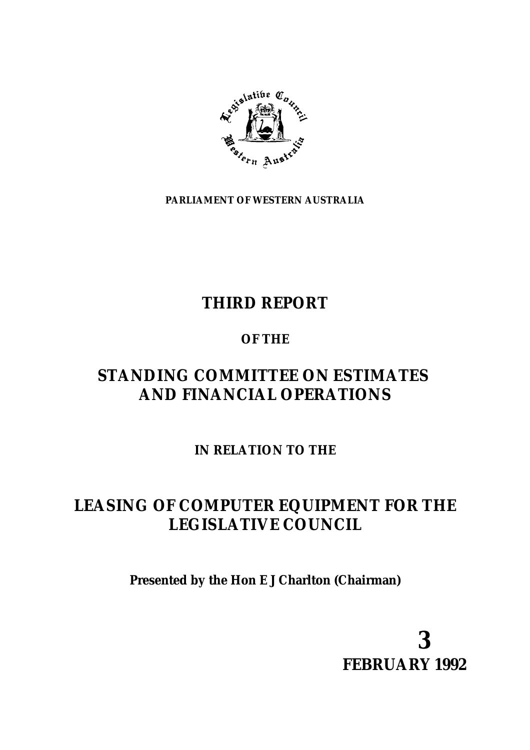PARLIAMENT OF WESTERN AUSTRALIA

# THIRD REPORT

**OF THE**

# STANDING COMMITTEE ON ESTIMATES AND FINANCIAL OPERATIONS

**IN RELATION TO THE**

# LEASING OF COMPUTER EQUIPMENT FOR THE LEGISLATIVE COUNCIL

**Presented by the Hon E J Charlton (Chairman)**

**3 FEBRUARY 1992**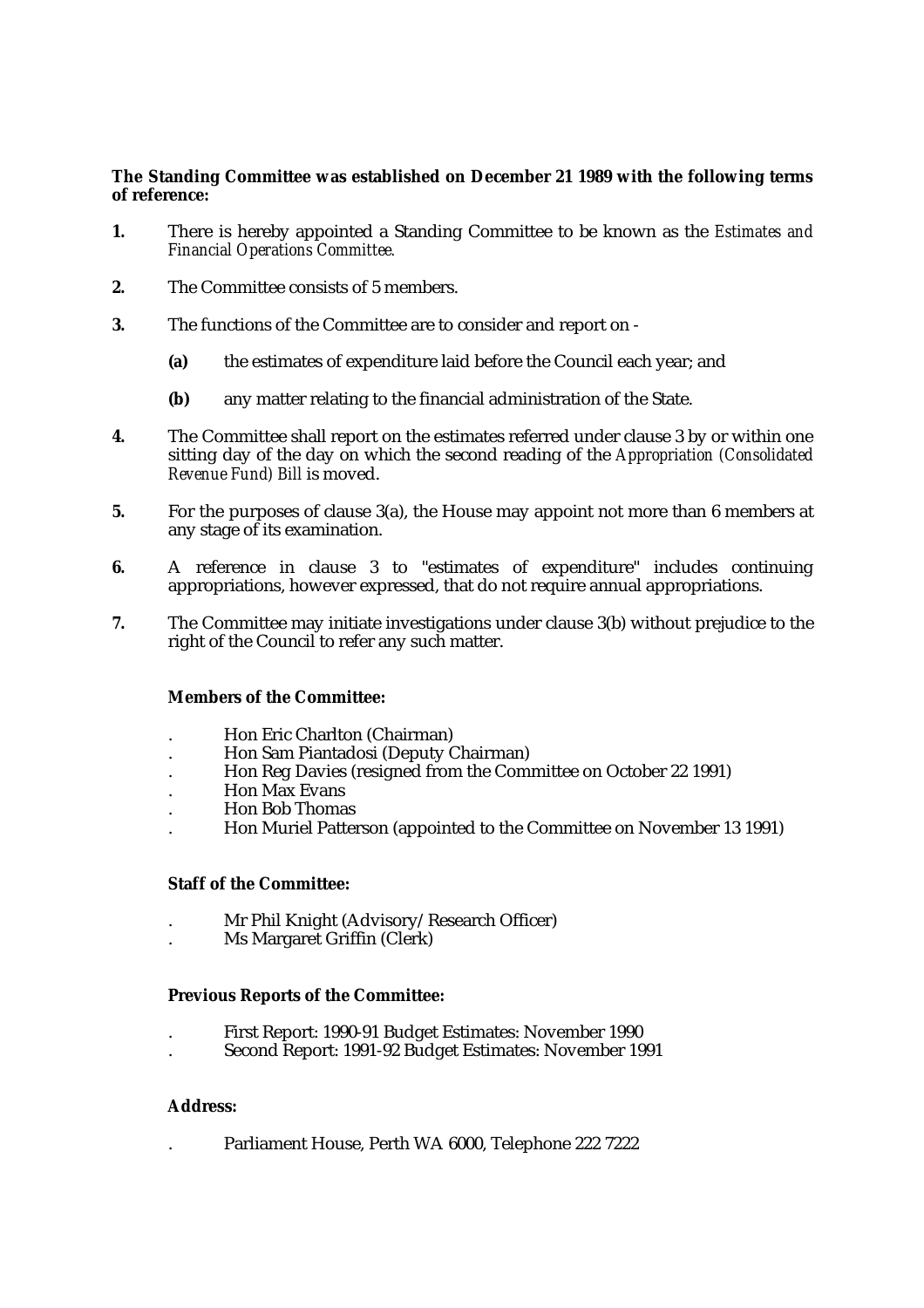**The Standing Committee was established on December 21 1989 with the following terms of reference:**

**1.** There is hereby appointed a Standing Committee to be known as the *Estimates and Financial Operations Committee.*

**2.** The Committee consists of 5 members.

**3.** The functions of the Committee are to consider and report on -

   **(a)** the estimates of expenditure laid before the Council each year; and

   **(b)** any matter relating to the financial administration of the State.

**4.** The Committee shall report on the estimates referred under clause 3 by or within one sitting day of the day on which the second reading of the *Appropriation (Consolidated Revenue Fund) Bill* is moved.

**5.** For the purposes of clause 3(a), the House may appoint not more than 6 members at any stage of its examination.

**6.** A reference in clause 3 to "estimates of expenditure" includes continuing appropriations, however expressed, that do not require annual appropriations.

**7.** The Committee may initiate investigations under clause 3(b) without prejudice to the right of the Council to refer any such matter.

**Members of the Committee:**

- Hon Eric Charlton (Chairman)
- Hon Sam Piantadosi (Deputy Chairman)
- Hon Reg Davies (resigned from the Committee on October 22 1991)
- Hon Max Evans
- Hon Bob Thomas
- Hon Muriel Patterson (appointed to the Committee on November 13 1991)

**Staff of the Committee:**

- Mr Phil Knight (Advisory/Research Officer)
- Ms Margaret Griffin (Clerk)

**Previous Reports of the Committee:**

- First Report: 1990-91 Budget Estimates: November 1990
- Second Report: 1991-92 Budget Estimates: November 1991

**Address:**

- Parliament House, Perth WA 6000, Telephone 222 7222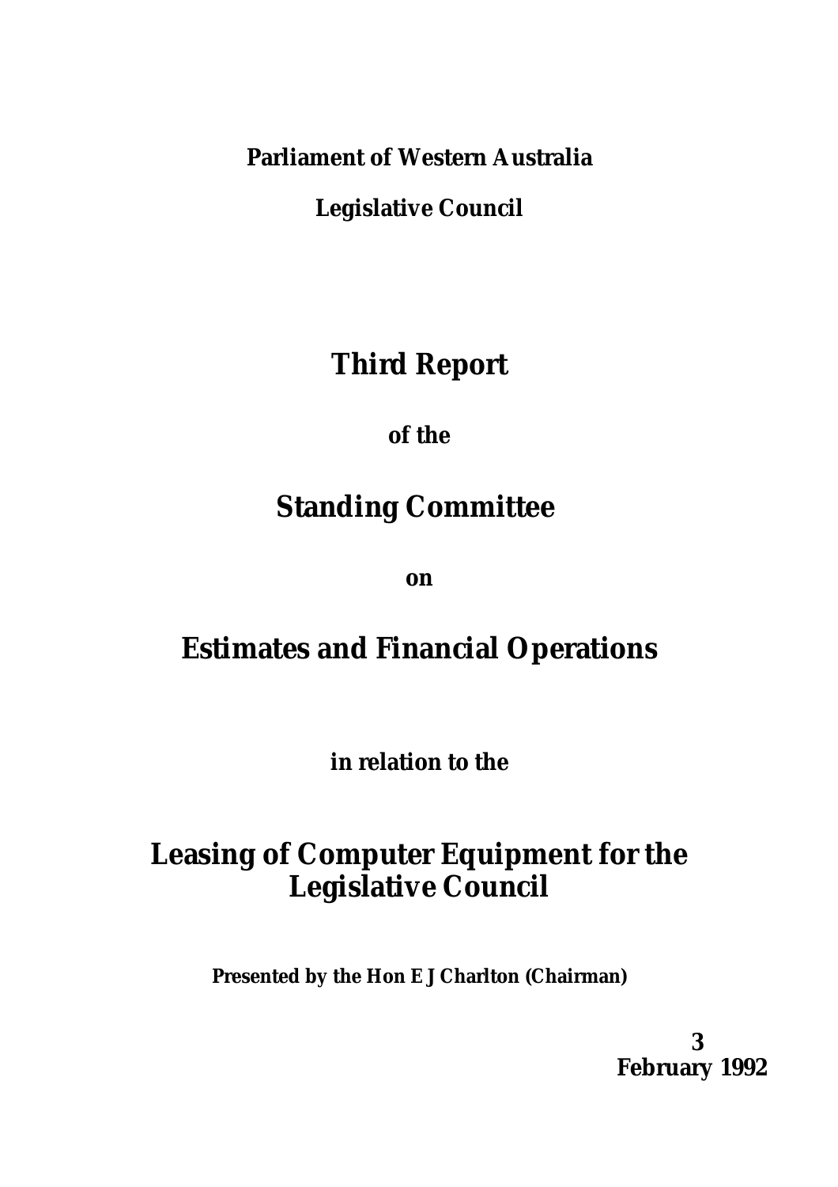**Parliament of Western Australia**

**Legislative Council**

# Third Report

**of the**

# Standing Committee

**on**

# Estimates and Financial Operations

**in relation to the**

# Leasing of Computer Equipment for the Legislative Council

**Presented by the Hon E J Charlton (Chairman)**

**3 February 1992**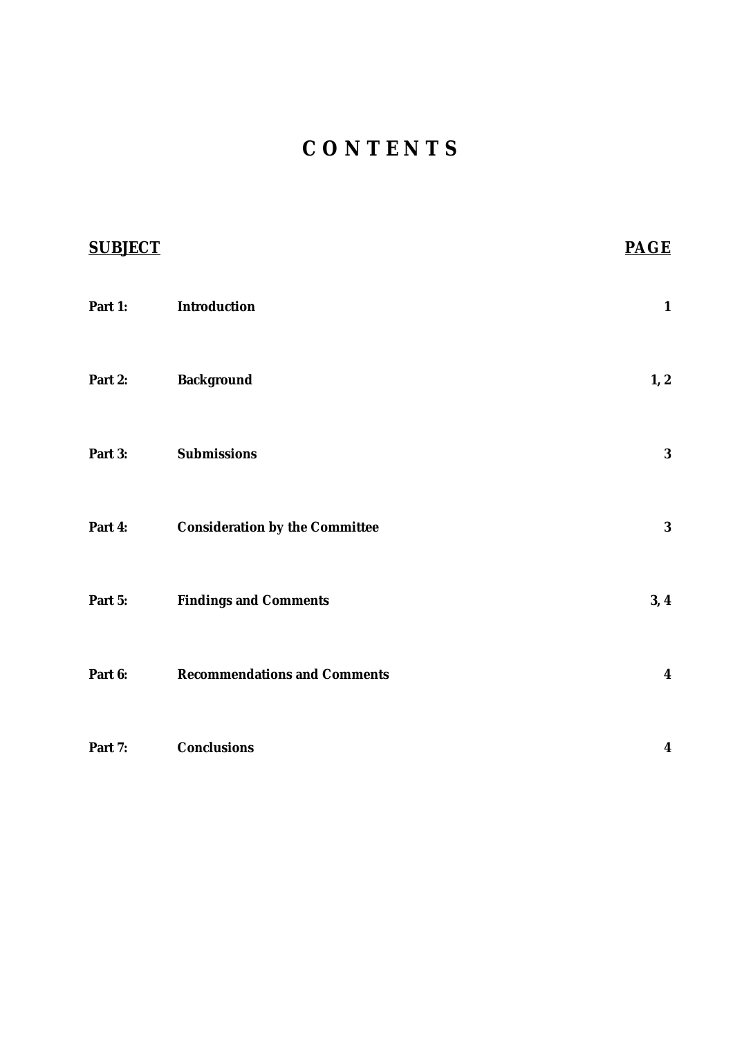# CONTENTS

| SUBJECT | | PAGE |
|---|---|---|
| **Part 1:** | **Introduction** | **1** |
| **Part 2:** | **Background** | **1, 2** |
| **Part 3:** | **Submissions** | **3** |
| **Part 4:** | **Consideration by the Committee** | **3** |
| **Part 5:** | **Findings and Comments** | **3, 4** |
| **Part 6:** | **Recommendations and Comments** | **4** |
| **Part 7:** | **Conclusions** | **4** |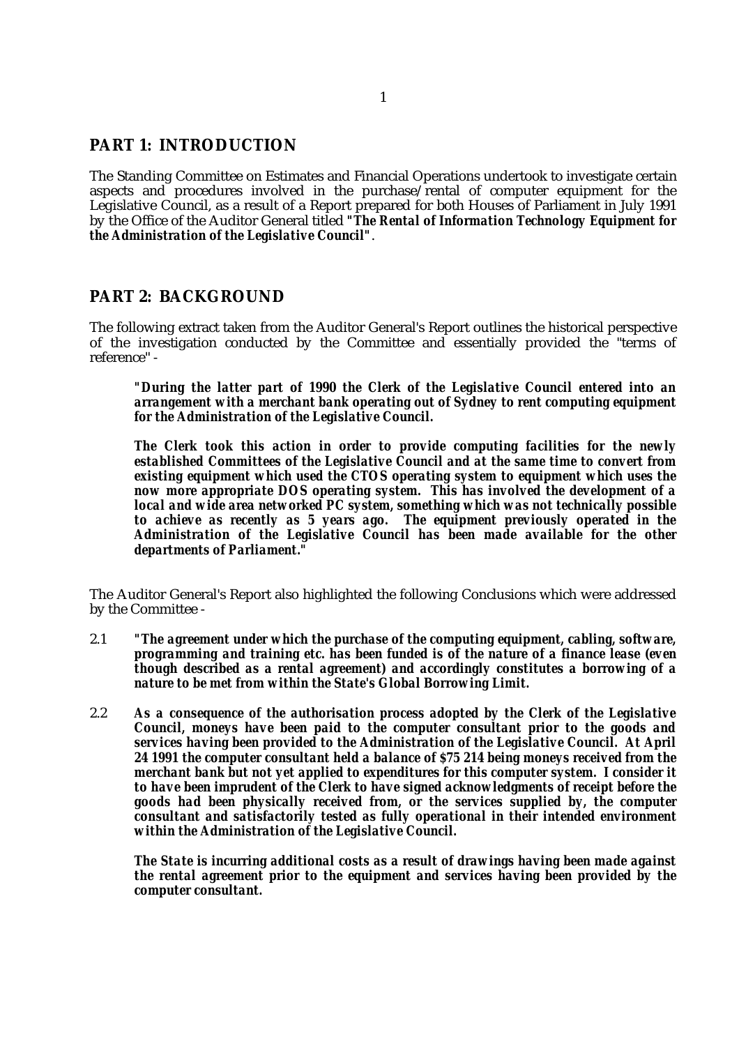## PART 1: INTRODUCTION

The Standing Committee on Estimates and Financial Operations undertook to investigate certain aspects and procedures involved in the purchase/rental of computer equipment for the Legislative Council, as a result of a Report prepared for both Houses of Parliament in July 1991 by the Office of the Auditor General titled ***"The Rental of Information Technology Equipment for the Administration of the Legislative Council"***.

## PART 2: BACKGROUND

The following extract taken from the Auditor General's Report outlines the historical perspective of the investigation conducted by the Committee and essentially provided the "terms of reference" -

> ***"During the latter part of 1990 the Clerk of the Legislative Council entered into an arrangement with a merchant bank operating out of Sydney to rent computing equipment for the Administration of the Legislative Council.***
>
> ***The Clerk took this action in order to provide computing facilities for the newly established Committees of the Legislative Council and at the same time to convert from existing equipment which used the CTOS operating system to equipment which uses the now more appropriate DOS operating system. This has involved the development of a local and wide area networked PC system, something which was not technically possible to achieve as recently as 5 years ago. The equipment previously operated in the Administration of the Legislative Council has been made available for the other departments of Parliament."***

The Auditor General's Report also highlighted the following Conclusions which were addressed by the Committee -

2.1 ***"The agreement under which the purchase of the computing equipment, cabling, software, programming and training etc. has been funded is of the nature of a finance lease (even though described as a rental agreement) and accordingly constitutes a borrowing of a nature to be met from within the State's Global Borrowing Limit.***

2.2 ***As a consequence of the authorisation process adopted by the Clerk of the Legislative Council, moneys have been paid to the computer consultant prior to the goods and services having been provided to the Administration of the Legislative Council. At April 24 1991 the computer consultant held a balance of $75 214 being moneys received from the merchant bank but not yet applied to expenditures for this computer system. I consider it to have been imprudent of the Clerk to have signed acknowledgments of receipt before the goods had been physically received from, or the services supplied by, the computer consultant and satisfactorily tested as fully operational in their intended environment within the Administration of the Legislative Council.***

***The State is incurring additional costs as a result of drawings having been made against the rental agreement prior to the equipment and services having been provided by the computer consultant.***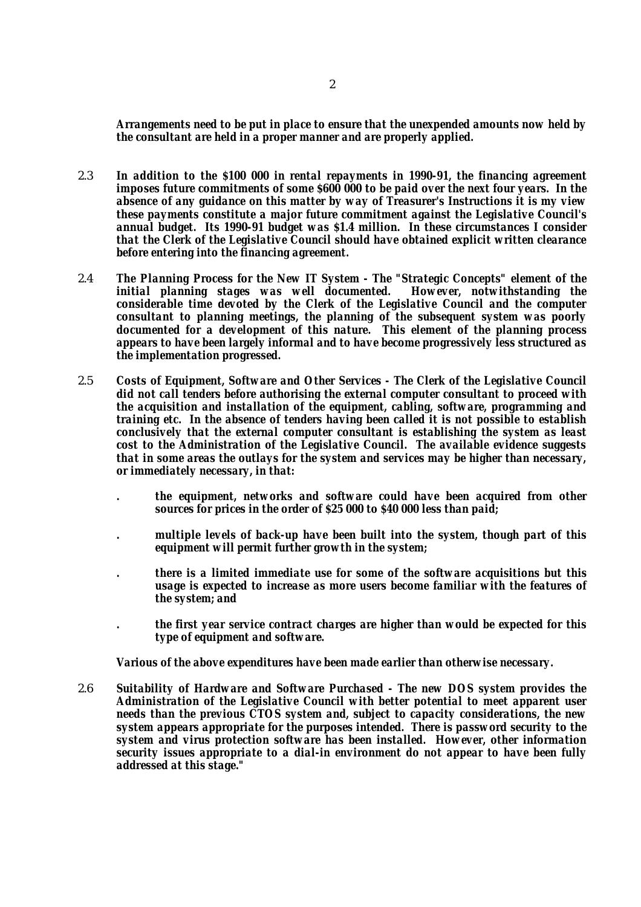**Arrangements need to be put in place to ensure that the unexpended amounts now held by the consultant are held in a proper manner and are properly applied.**

2.3 **In addition to the $100 000 in rental repayments in 1990-91, the financing agreement imposes future commitments of some $600 000 to be paid over the next four years. In the absence of any guidance on this matter by way of Treasurer's Instructions it is my view these payments constitute a major future commitment against the Legislative Council's annual budget. Its 1990-91 budget was $1.4 million. In these circumstances I consider that the Clerk of the Legislative Council should have obtained explicit written clearance before entering into the financing agreement.**

2.4 **The Planning Process for the New IT System - The "Strategic Concepts" element of the initial planning stages was well documented. However, notwithstanding the considerable time devoted by the Clerk of the Legislative Council and the computer consultant to planning meetings, the planning of the subsequent system was poorly documented for a development of this nature. This element of the planning process appears to have been largely informal and to have become progressively less structured as the implementation progressed.**

2.5 **Costs of Equipment, Software and Other Services - The Clerk of the Legislative Council did not call tenders before authorising the external computer consultant to proceed with the acquisition and installation of the equipment, cabling, software, programming and training etc. In the absence of tenders having been called it is not possible to establish conclusively that the external computer consultant is establishing the system as least cost to the Administration of the Legislative Council. The available evidence suggests that in some areas the outlays for the system and services may be higher than necessary, or immediately necessary, in that:**

- **the equipment, networks and software could have been acquired from other sources for prices in the order of $25 000 to $40 000 less than paid;**
- **multiple levels of back-up have been built into the system, though part of this equipment will permit further growth in the system;**
- **there is a limited immediate use for some of the software acquisitions but this usage is expected to increase as more users become familiar with the features of the system; and**
- **the first year service contract charges are higher than would be expected for this type of equipment and software.**

**Various of the above expenditures have been made earlier than otherwise necessary.**

2.6 **Suitability of Hardware and Software Purchased - The new DOS system provides the Administration of the Legislative Council with better potential to meet apparent user needs than the previous CTOS system and, subject to capacity considerations, the new system appears appropriate for the purposes intended. There is password security to the system and virus protection software has been installed. However, other information security issues appropriate to a dial-in environment do not appear to have been fully addressed at this stage."**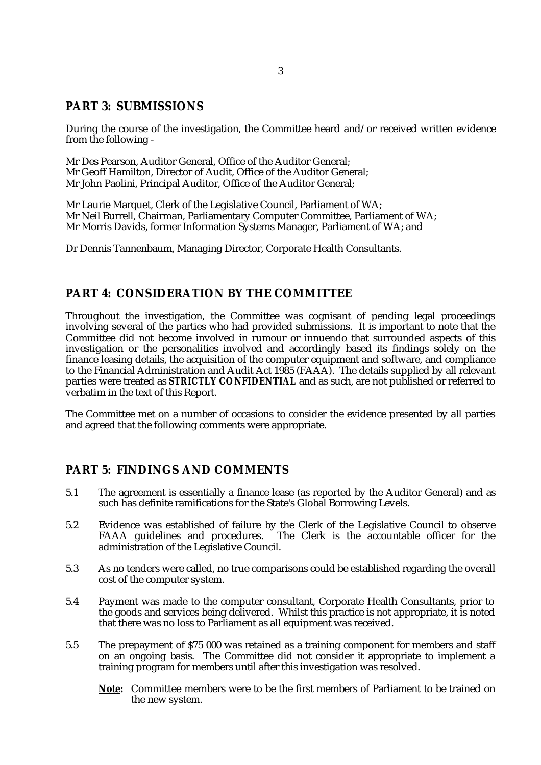## PART 3: SUBMISSIONS

During the course of the investigation, the Committee heard and/or received written evidence from the following -

Mr Des Pearson, Auditor General, Office of the Auditor General;
Mr Geoff Hamilton, Director of Audit, Office of the Auditor General;
Mr John Paolini, Principal Auditor, Office of the Auditor General;

Mr Laurie Marquet, Clerk of the Legislative Council, Parliament of WA;
Mr Neil Burrell, Chairman, Parliamentary Computer Committee, Parliament of WA;
Mr Morris Davids, former Information Systems Manager, Parliament of WA; and

Dr Dennis Tannenbaum, Managing Director, Corporate Health Consultants.

## PART 4: CONSIDERATION BY THE COMMITTEE

Throughout the investigation, the Committee was cognisant of pending legal proceedings involving several of the parties who had provided submissions. It is important to note that the Committee did not become involved in rumour or innuendo that surrounded aspects of this investigation or the personalities involved and accordingly based its findings solely on the finance leasing details, the acquisition of the computer equipment and software, and compliance to the Financial Administration and Audit Act 1985 (FAAA). The details supplied by all relevant parties were treated as **STRICTLY CONFIDENTIAL** and as such, are not published or referred to verbatim in the text of this Report.

The Committee met on a number of occasions to consider the evidence presented by all parties and agreed that the following comments were appropriate.

## PART 5: FINDINGS AND COMMENTS

5.1 The agreement is essentially a finance lease (as reported by the Auditor General) and as such has definite ramifications for the State's Global Borrowing Levels.

5.2 Evidence was established of failure by the Clerk of the Legislative Council to observe FAAA guidelines and procedures. The Clerk is the accountable officer for the administration of the Legislative Council.

5.3 As no tenders were called, no true comparisons could be established regarding the overall cost of the computer system.

5.4 Payment was made to the computer consultant, Corporate Health Consultants, prior to the goods and services being delivered. Whilst this practice is not appropriate, it is noted that there was no loss to Parliament as all equipment was received.

5.5 The prepayment of $75 000 was retained as a training component for members and staff on an ongoing basis. The Committee did not consider it appropriate to implement a training program for members until after this investigation was resolved.

**Note:** Committee members were to be the first members of Parliament to be trained on the new system.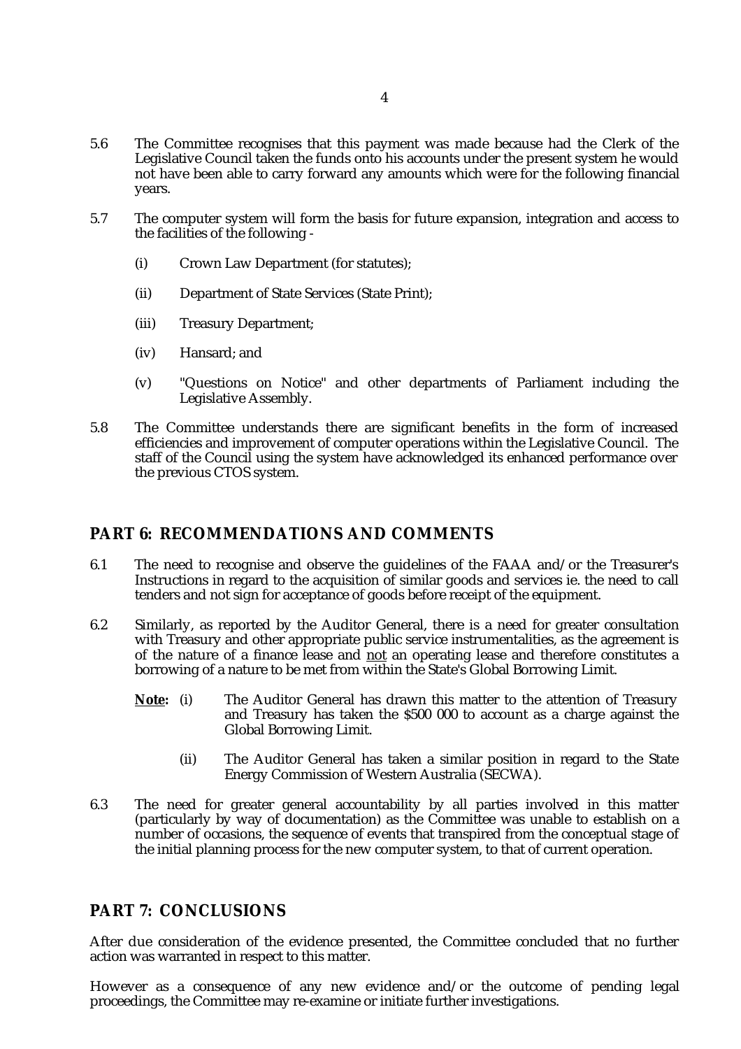5.6 The Committee recognises that this payment was made because had the Clerk of the Legislative Council taken the funds onto his accounts under the present system he would not have been able to carry forward any amounts which were for the following financial years.

5.7 The computer system will form the basis for future expansion, integration and access to the facilities of the following -

(i) Crown Law Department (for statutes);

(ii) Department of State Services (State Print);

(iii) Treasury Department;

(iv) Hansard; and

(v) "Questions on Notice" and other departments of Parliament including the Legislative Assembly.

5.8 The Committee understands there are significant benefits in the form of increased efficiencies and improvement of computer operations within the Legislative Council. The staff of the Council using the system have acknowledged its enhanced performance over the previous CTOS system.

## PART 6: RECOMMENDATIONS AND COMMENTS

6.1 The need to recognise and observe the guidelines of the FAAA and/or the Treasurer's Instructions in regard to the acquisition of similar goods and services ie. the need to call tenders and not sign for acceptance of goods before receipt of the equipment.

6.2 Similarly, as reported by the Auditor General, there is a need for greater consultation with Treasury and other appropriate public service instrumentalities, as the agreement is of the nature of a finance lease and not an operating lease and therefore constitutes a borrowing of a nature to be met from within the State's Global Borrowing Limit.

**Note:** (i) The Auditor General has drawn this matter to the attention of Treasury and Treasury has taken the $500 000 to account as a charge against the Global Borrowing Limit.

(ii) The Auditor General has taken a similar position in regard to the State Energy Commission of Western Australia (SECWA).

6.3 The need for greater general accountability by all parties involved in this matter (particularly by way of documentation) as the Committee was unable to establish on a number of occasions, the sequence of events that transpired from the conceptual stage of the initial planning process for the new computer system, to that of current operation.

## PART 7: CONCLUSIONS

After due consideration of the evidence presented, the Committee concluded that no further action was warranted in respect to this matter.

However as a consequence of any new evidence and/or the outcome of pending legal proceedings, the Committee may re-examine or initiate further investigations.